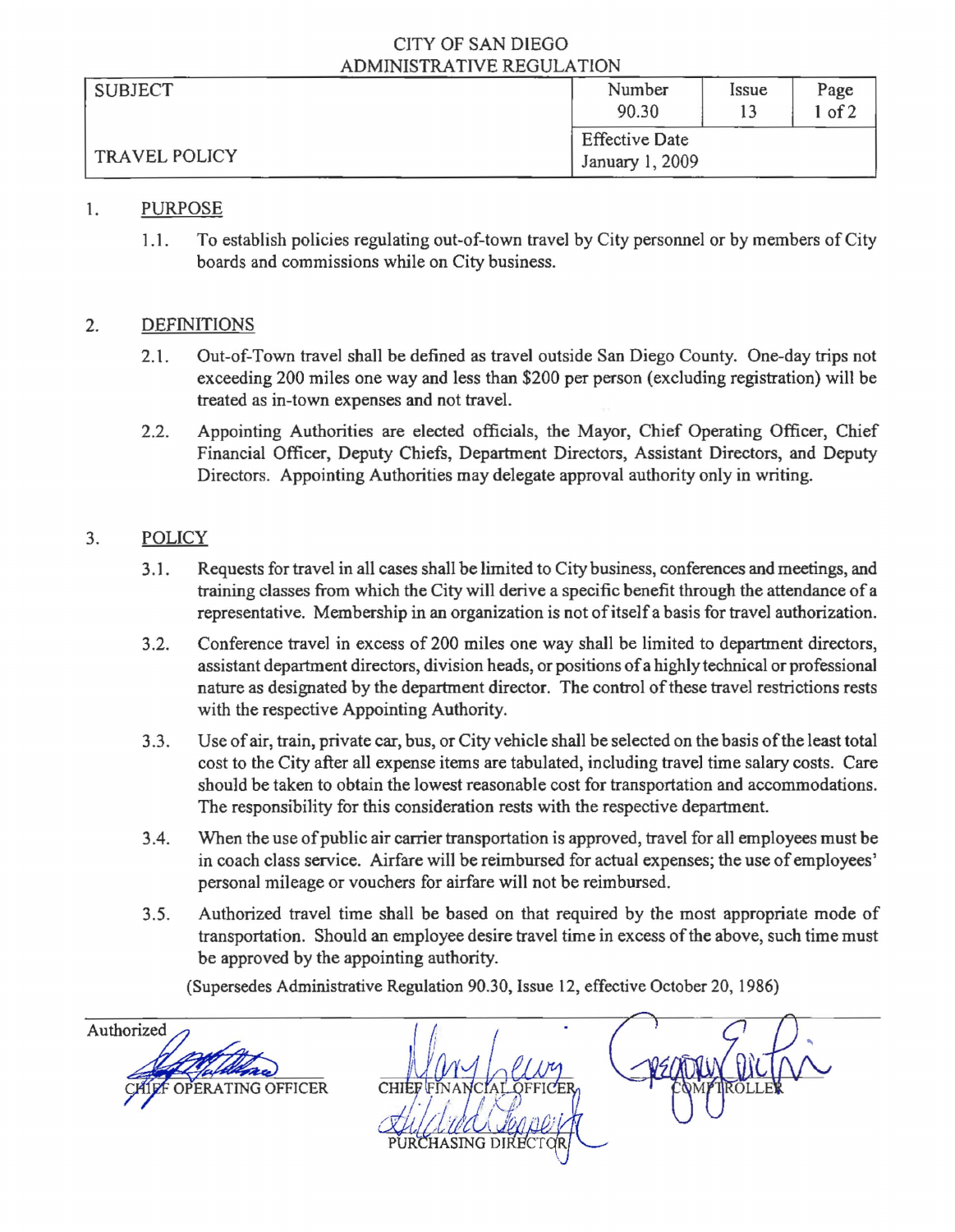CITY OF SAN DIEGO
ADMINISTRATIVE REGULATION

| SUBJECT | Number | Issue | Page |
|---|---|---|---|
| | 90.30 | 13 | 1 of 2 |
| TRAVEL POLICY | Effective Date January 1, 2009 | | |

## 1. PURPOSE

1.1. To establish policies regulating out-of-town travel by City personnel or by members of City boards and commissions while on City business.

## 2. DEFINITIONS

2.1. Out-of-Town travel shall be defined as travel outside San Diego County. One-day trips not exceeding 200 miles one way and less than $200 per person (excluding registration) will be treated as in-town expenses and not travel.

2.2. Appointing Authorities are elected officials, the Mayor, Chief Operating Officer, Chief Financial Officer, Deputy Chiefs, Department Directors, Assistant Directors, and Deputy Directors. Appointing Authorities may delegate approval authority only in writing.

## 3. POLICY

3.1. Requests for travel in all cases shall be limited to City business, conferences and meetings, and training classes from which the City will derive a specific benefit through the attendance of a representative. Membership in an organization is not of itself a basis for travel authorization.

3.2. Conference travel in excess of 200 miles one way shall be limited to department directors, assistant department directors, division heads, or positions of a highly technical or professional nature as designated by the department director. The control of these travel restrictions rests with the respective Appointing Authority.

3.3. Use of air, train, private car, bus, or City vehicle shall be selected on the basis of the least total cost to the City after all expense items are tabulated, including travel time salary costs. Care should be taken to obtain the lowest reasonable cost for transportation and accommodations. The responsibility for this consideration rests with the respective department.

3.4. When the use of public air carrier transportation is approved, travel for all employees must be in coach class service. Airfare will be reimbursed for actual expenses; the use of employees' personal mileage or vouchers for airfare will not be reimbursed.

3.5. Authorized travel time shall be based on that required by the most appropriate mode of transportation. Should an employee desire travel time in excess of the above, such time must be approved by the appointing authority.

(Supersedes Administrative Regulation 90.30, Issue 12, effective October 20, 1986)

Authorized

CHIEF OPERATING OFFICER

CHIEF FINANCIAL OFFICER

COMPTROLLER

PURCHASING DIRECTOR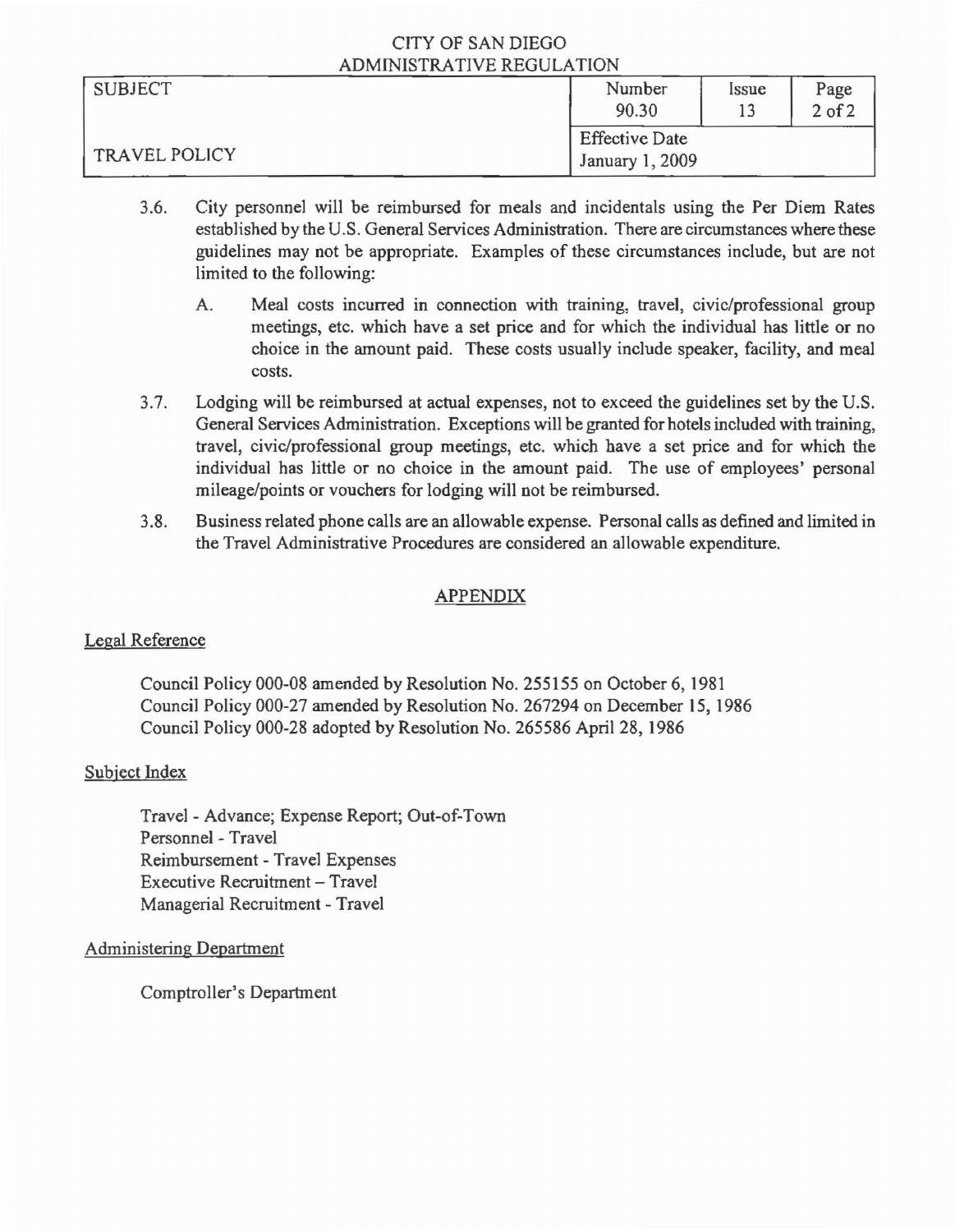CITY OF SAN DIEGO
ADMINISTRATIVE REGULATION

| SUBJECT | Number | Issue | Page |
| --- | --- | --- | --- |
| | 90.30 | 13 | 2 of 2 |
| TRAVEL POLICY | Effective Date January 1, 2009 | | |

3.6. City personnel will be reimbursed for meals and incidentals using the Per Diem Rates established by the U.S. General Services Administration. There are circumstances where these guidelines may not be appropriate. Examples of these circumstances include, but are not limited to the following:

   A. Meal costs incurred in connection with training, travel, civic/professional group meetings, etc. which have a set price and for which the individual has little or no choice in the amount paid. These costs usually include speaker, facility, and meal costs.

3.7. Lodging will be reimbursed at actual expenses, not to exceed the guidelines set by the U.S. General Services Administration. Exceptions will be granted for hotels included with training, travel, civic/professional group meetings, etc. which have a set price and for which the individual has little or no choice in the amount paid. The use of employees' personal mileage/points or vouchers for lodging will not be reimbursed.

3.8. Business related phone calls are an allowable expense. Personal calls as defined and limited in the Travel Administrative Procedures are considered an allowable expenditure.

## APPENDIX

### Legal Reference

Council Policy 000-08 amended by Resolution No. 255155 on October 6, 1981
Council Policy 000-27 amended by Resolution No. 267294 on December 15, 1986
Council Policy 000-28 adopted by Resolution No. 265586 April 28, 1986

### Subject Index

Travel - Advance; Expense Report; Out-of-Town
Personnel - Travel
Reimbursement - Travel Expenses
Executive Recruitment – Travel
Managerial Recruitment - Travel

### Administering Department

Comptroller's Department